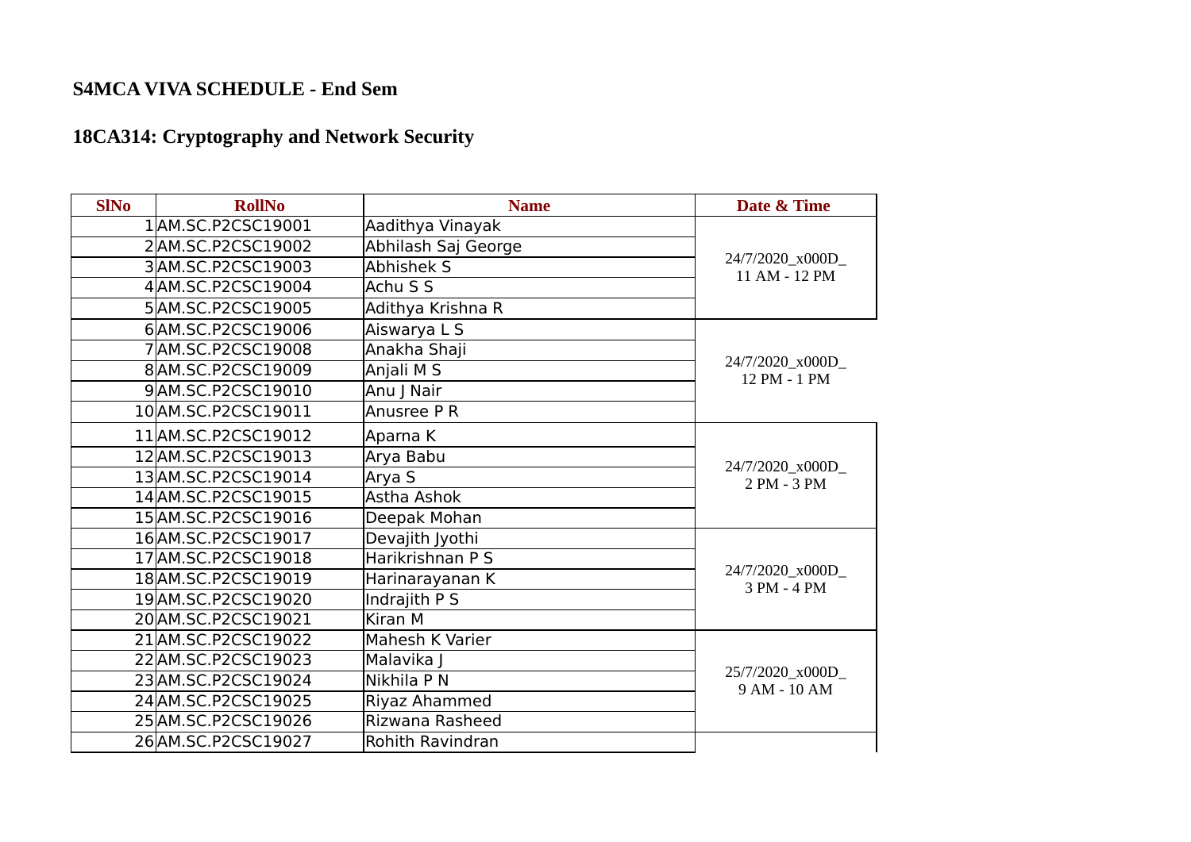## S4MCA VIVA SCHEDULE - End Sem

## 18CA314: Cryptography and Network Security

| SlNo | RollNo | Name | Date & Time |
|---|---|---|---|
| 1 | AM.SC.P2CSC19001 | Aadithya Vinayak | 24/7/2020_x000D_ 11 AM - 12 PM |
| 2 | AM.SC.P2CSC19002 | Abhilash Saj George | |
| 3 | AM.SC.P2CSC19003 | Abhishek S | |
| 4 | AM.SC.P2CSC19004 | Achu S S | |
| 5 | AM.SC.P2CSC19005 | Adithya Krishna R | |
| 6 | AM.SC.P2CSC19006 | Aiswarya L S | 24/7/2020_x000D_ 12 PM - 1 PM |
| 7 | AM.SC.P2CSC19008 | Anakha Shaji | |
| 8 | AM.SC.P2CSC19009 | Anjali M S | |
| 9 | AM.SC.P2CSC19010 | Anu J Nair | |
| 10 | AM.SC.P2CSC19011 | Anusree P R | |
| 11 | AM.SC.P2CSC19012 | Aparna K | 24/7/2020_x000D_ 2 PM - 3 PM |
| 12 | AM.SC.P2CSC19013 | Arya Babu | |
| 13 | AM.SC.P2CSC19014 | Arya S | |
| 14 | AM.SC.P2CSC19015 | Astha Ashok | |
| 15 | AM.SC.P2CSC19016 | Deepak Mohan | |
| 16 | AM.SC.P2CSC19017 | Devajith Jyothi | 24/7/2020_x000D_ 3 PM - 4 PM |
| 17 | AM.SC.P2CSC19018 | Harikrishnan P S | |
| 18 | AM.SC.P2CSC19019 | Harinarayanan K | |
| 19 | AM.SC.P2CSC19020 | Indrajith P S | |
| 20 | AM.SC.P2CSC19021 | Kiran M | |
| 21 | AM.SC.P2CSC19022 | Mahesh K Varier | 25/7/2020_x000D_ 9 AM - 10 AM |
| 22 | AM.SC.P2CSC19023 | Malavika J | |
| 23 | AM.SC.P2CSC19024 | Nikhila P N | |
| 24 | AM.SC.P2CSC19025 | Riyaz Ahammed | |
| 25 | AM.SC.P2CSC19026 | Rizwana Rasheed | |
| 26 | AM.SC.P2CSC19027 | Rohith Ravindran | |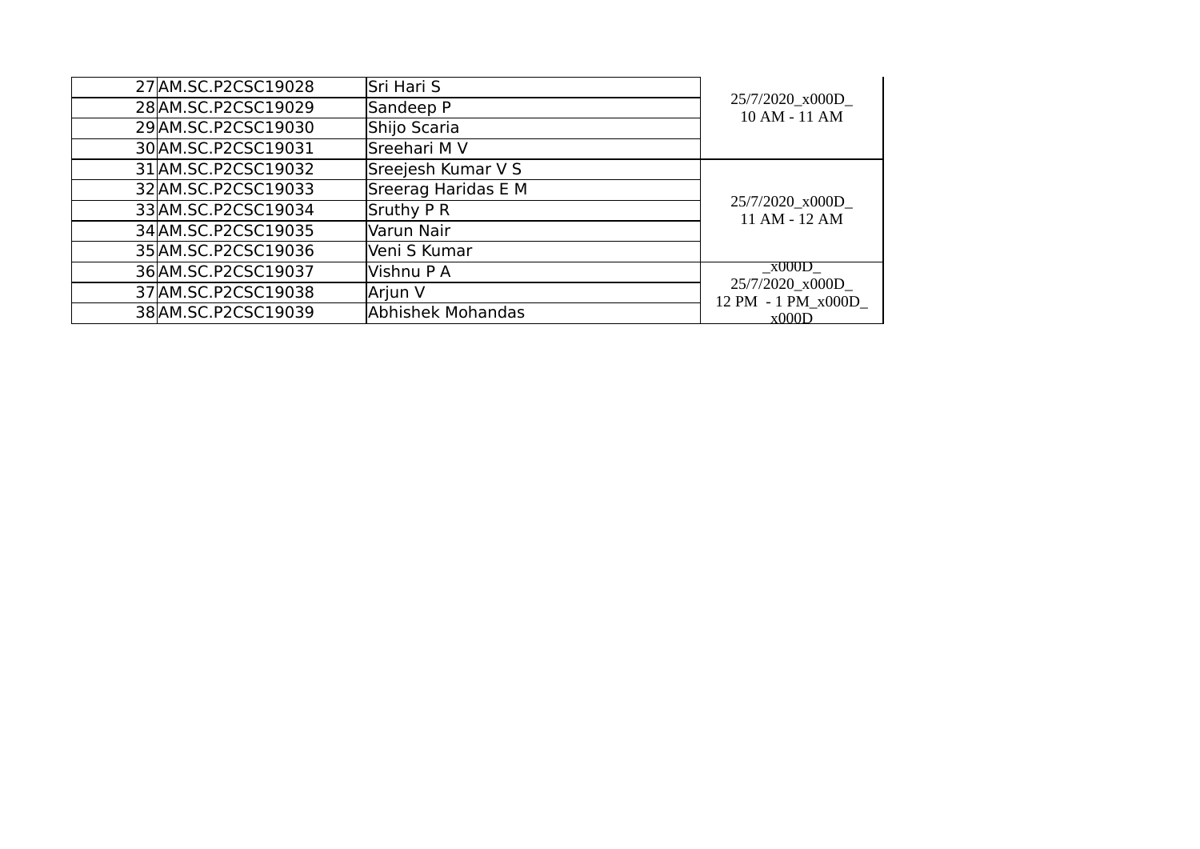| | | | |
|---|---|---|---|
| 27 | AM.SC.P2CSC19028 | Sri Hari S | 25/7/2020_x000D_ 10 AM - 11 AM |
| 28 | AM.SC.P2CSC19029 | Sandeep P | |
| 29 | AM.SC.P2CSC19030 | Shijo Scaria | |
| 30 | AM.SC.P2CSC19031 | Sreehari M V | |
| 31 | AM.SC.P2CSC19032 | Sreejesh Kumar V S | 25/7/2020_x000D_ 11 AM - 12 AM |
| 32 | AM.SC.P2CSC19033 | Sreerag Haridas E M | |
| 33 | AM.SC.P2CSC19034 | Sruthy P R | |
| 34 | AM.SC.P2CSC19035 | Varun Nair | |
| 35 | AM.SC.P2CSC19036 | Veni S Kumar | |
| 36 | AM.SC.P2CSC19037 | Vishnu P A | _x000D_ 25/7/2020_x000D_ 12 PM - 1 PM_x000D_ x000D |
| 37 | AM.SC.P2CSC19038 | Arjun V | |
| 38 | AM.SC.P2CSC19039 | Abhishek Mohandas | |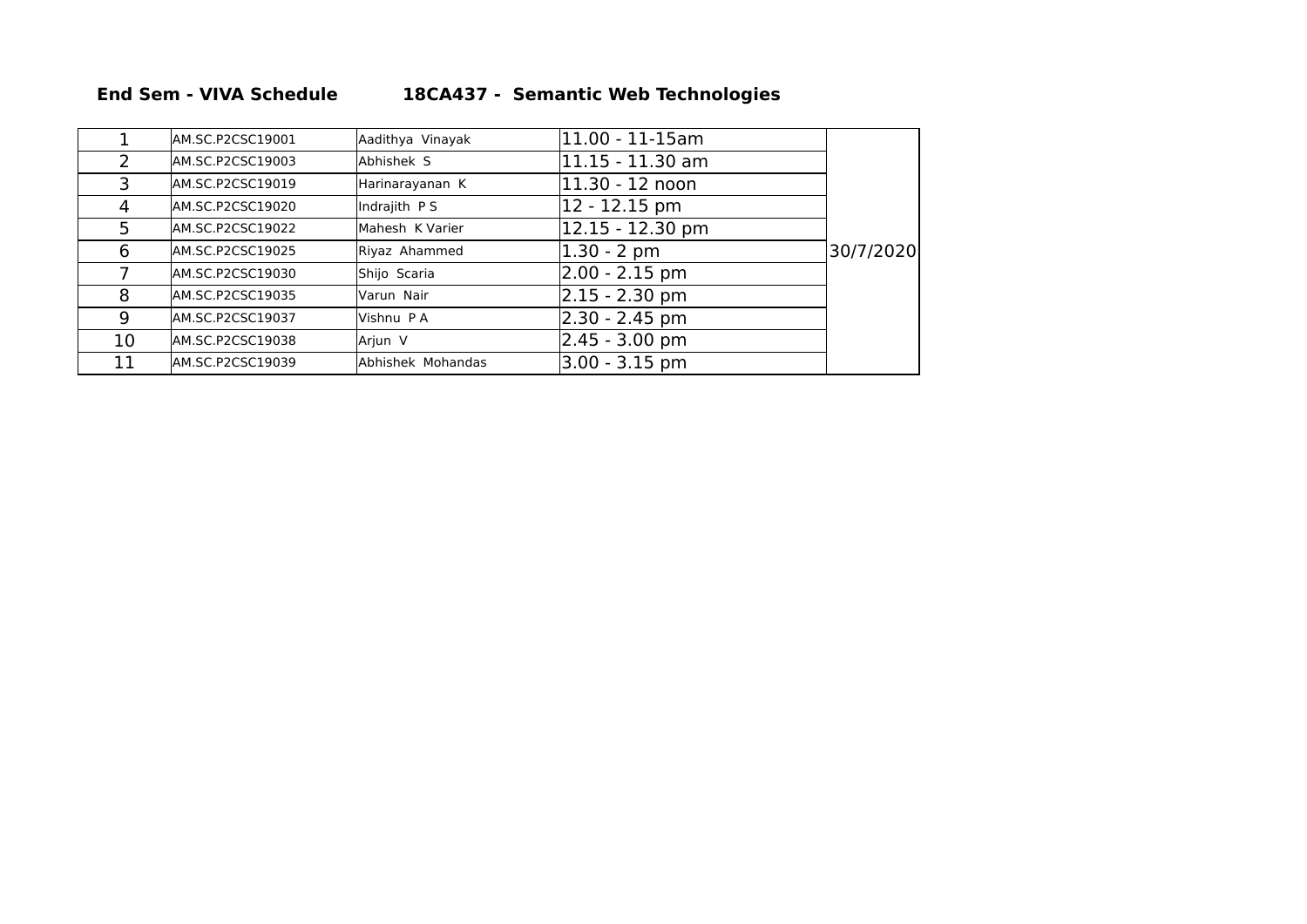**End Sem - VIVA Schedule 18CA437 - Semantic Web Technologies**

| | | | | |
|---|---|---|---|---|
| 1 | AM.SC.P2CSC19001 | Aadithya Vinayak | 11.00 - 11-15am | 30/7/2020 |
| 2 | AM.SC.P2CSC19003 | Abhishek S | 11.15 - 11.30 am | |
| 3 | AM.SC.P2CSC19019 | Harinarayanan K | 11.30 - 12 noon | |
| 4 | AM.SC.P2CSC19020 | Indrajith P S | 12 - 12.15 pm | |
| 5 | AM.SC.P2CSC19022 | Mahesh K Varier | 12.15 - 12.30 pm | |
| 6 | AM.SC.P2CSC19025 | Riyaz Ahammed | 1.30 - 2 pm | |
| 7 | AM.SC.P2CSC19030 | Shijo Scaria | 2.00 - 2.15 pm | |
| 8 | AM.SC.P2CSC19035 | Varun Nair | 2.15 - 2.30 pm | |
| 9 | AM.SC.P2CSC19037 | Vishnu P A | 2.30 - 2.45 pm | |
| 10 | AM.SC.P2CSC19038 | Arjun V | 2.45 - 3.00 pm | |
| 11 | AM.SC.P2CSC19039 | Abhishek Mohandas | 3.00 - 3.15 pm | |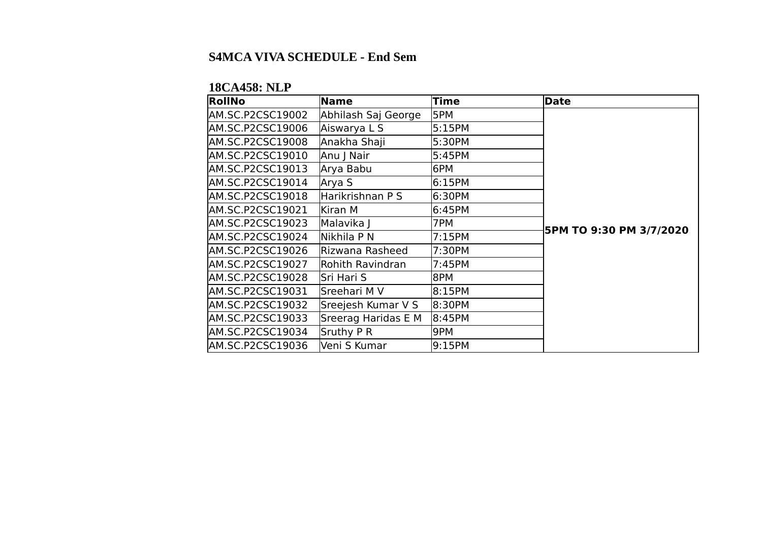## S4MCA VIVA SCHEDULE - End Sem

### 18CA458: NLP

| RollNo | Name | Time | Date |
|---|---|---|---|
| AM.SC.P2CSC19002 | Abhilash Saj George | 5PM | **5PM TO 9:30 PM 3/7/2020** |
| AM.SC.P2CSC19006 | Aiswarya L S | 5:15PM | |
| AM.SC.P2CSC19008 | Anakha Shaji | 5:30PM | |
| AM.SC.P2CSC19010 | Anu J Nair | 5:45PM | |
| AM.SC.P2CSC19013 | Arya Babu | 6PM | |
| AM.SC.P2CSC19014 | Arya S | 6:15PM | |
| AM.SC.P2CSC19018 | Harikrishnan P S | 6:30PM | |
| AM.SC.P2CSC19021 | Kiran M | 6:45PM | |
| AM.SC.P2CSC19023 | Malavika J | 7PM | |
| AM.SC.P2CSC19024 | Nikhila P N | 7:15PM | |
| AM.SC.P2CSC19026 | Rizwana Rasheed | 7:30PM | |
| AM.SC.P2CSC19027 | Rohith Ravindran | 7:45PM | |
| AM.SC.P2CSC19028 | Sri Hari S | 8PM | |
| AM.SC.P2CSC19031 | Sreehari M V | 8:15PM | |
| AM.SC.P2CSC19032 | Sreejesh Kumar V S | 8:30PM | |
| AM.SC.P2CSC19033 | Sreerag Haridas E M | 8:45PM | |
| AM.SC.P2CSC19034 | Sruthy P R | 9PM | |
| AM.SC.P2CSC19036 | Veni S Kumar | 9:15PM | |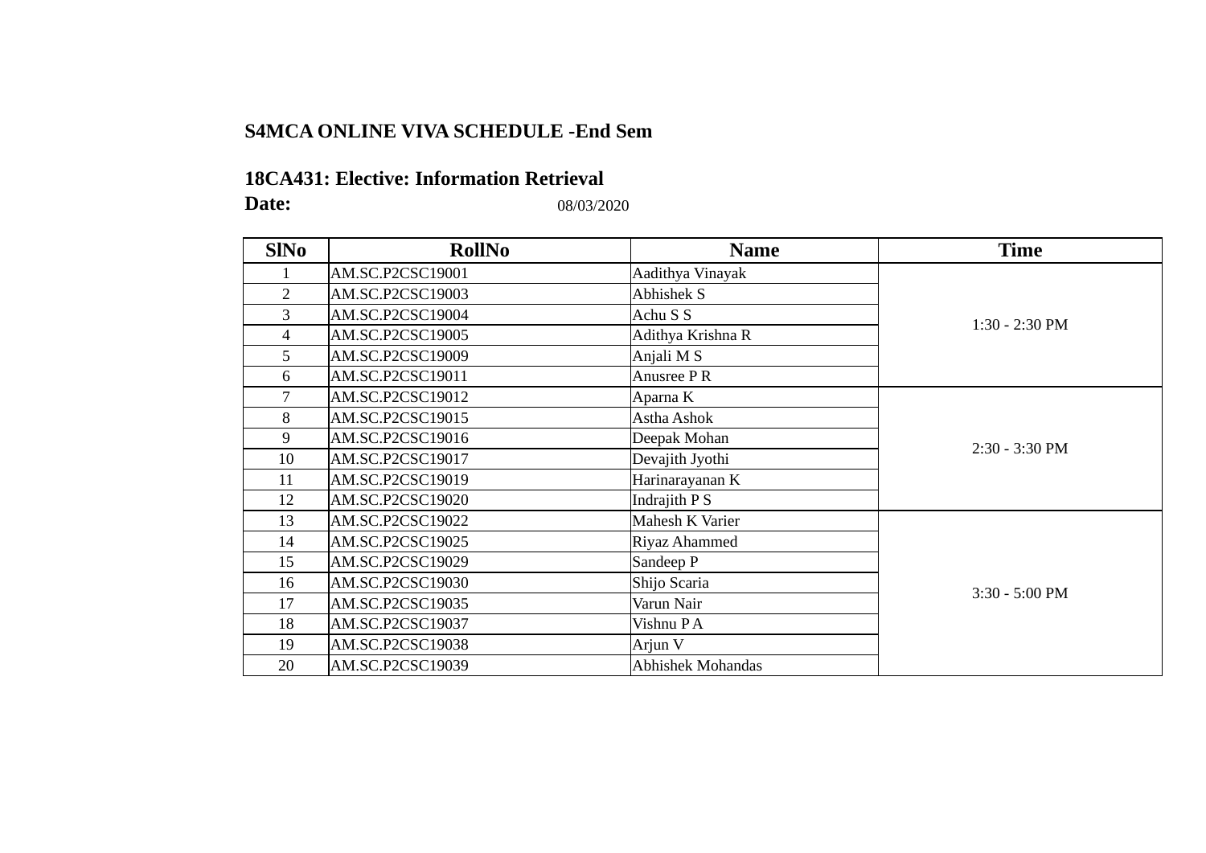## S4MCA ONLINE VIVA SCHEDULE -End Sem

### 18CA431: Elective: Information Retrieval

**Date:** 08/03/2020

| SlNo | RollNo | Name | Time |
|---|---|---|---|
| 1 | AM.SC.P2CSC19001 | Aadithya Vinayak | 1:30 - 2:30 PM |
| 2 | AM.SC.P2CSC19003 | Abhishek S | |
| 3 | AM.SC.P2CSC19004 | Achu S S | |
| 4 | AM.SC.P2CSC19005 | Adithya Krishna R | |
| 5 | AM.SC.P2CSC19009 | Anjali M S | |
| 6 | AM.SC.P2CSC19011 | Anusree P R | |
| 7 | AM.SC.P2CSC19012 | Aparna K | 2:30 - 3:30 PM |
| 8 | AM.SC.P2CSC19015 | Astha Ashok | |
| 9 | AM.SC.P2CSC19016 | Deepak Mohan | |
| 10 | AM.SC.P2CSC19017 | Devajith Jyothi | |
| 11 | AM.SC.P2CSC19019 | Harinarayanan K | |
| 12 | AM.SC.P2CSC19020 | Indrajith P S | |
| 13 | AM.SC.P2CSC19022 | Mahesh K Varier | 3:30 - 5:00 PM |
| 14 | AM.SC.P2CSC19025 | Riyaz Ahammed | |
| 15 | AM.SC.P2CSC19029 | Sandeep P | |
| 16 | AM.SC.P2CSC19030 | Shijo Scaria | |
| 17 | AM.SC.P2CSC19035 | Varun Nair | |
| 18 | AM.SC.P2CSC19037 | Vishnu P A | |
| 19 | AM.SC.P2CSC19038 | Arjun V | |
| 20 | AM.SC.P2CSC19039 | Abhishek Mohandas | |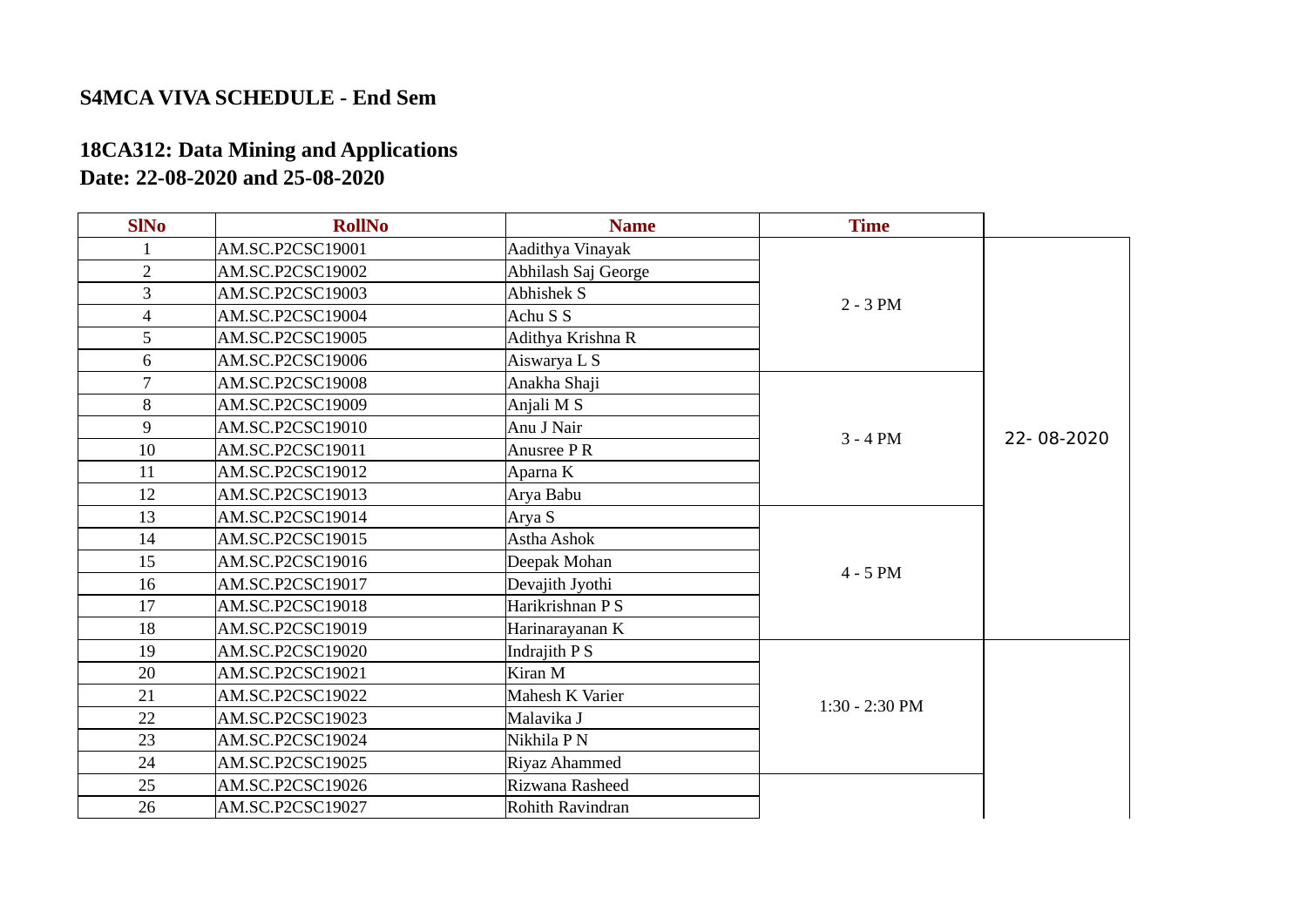**S4MCA VIVA SCHEDULE - End Sem**

**18CA312: Data Mining and Applications**
**Date: 22-08-2020 and 25-08-2020**

| SlNo | RollNo | Name | Time | |
|---|---|---|---|---|
| 1 | AM.SC.P2CSC19001 | Aadithya Vinayak | 2 - 3 PM | 22- 08-2020 |
| 2 | AM.SC.P2CSC19002 | Abhilash Saj George | | |
| 3 | AM.SC.P2CSC19003 | Abhishek S | | |
| 4 | AM.SC.P2CSC19004 | Achu S S | | |
| 5 | AM.SC.P2CSC19005 | Adithya Krishna R | | |
| 6 | AM.SC.P2CSC19006 | Aiswarya L S | | |
| 7 | AM.SC.P2CSC19008 | Anakha Shaji | 3 - 4 PM | |
| 8 | AM.SC.P2CSC19009 | Anjali M S | | |
| 9 | AM.SC.P2CSC19010 | Anu J Nair | | |
| 10 | AM.SC.P2CSC19011 | Anusree P R | | |
| 11 | AM.SC.P2CSC19012 | Aparna K | | |
| 12 | AM.SC.P2CSC19013 | Arya Babu | | |
| 13 | AM.SC.P2CSC19014 | Arya S | 4 - 5 PM | |
| 14 | AM.SC.P2CSC19015 | Astha Ashok | | |
| 15 | AM.SC.P2CSC19016 | Deepak Mohan | | |
| 16 | AM.SC.P2CSC19017 | Devajith Jyothi | | |
| 17 | AM.SC.P2CSC19018 | Harikrishnan P S | | |
| 18 | AM.SC.P2CSC19019 | Harinarayanan K | | |
| 19 | AM.SC.P2CSC19020 | Indrajith P S | 1:30 - 2:30 PM | |
| 20 | AM.SC.P2CSC19021 | Kiran M | | |
| 21 | AM.SC.P2CSC19022 | Mahesh K Varier | | |
| 22 | AM.SC.P2CSC19023 | Malavika J | | |
| 23 | AM.SC.P2CSC19024 | Nikhila P N | | |
| 24 | AM.SC.P2CSC19025 | Riyaz Ahammed | | |
| 25 | AM.SC.P2CSC19026 | Rizwana Rasheed | | |
| 26 | AM.SC.P2CSC19027 | Rohith Ravindran | | |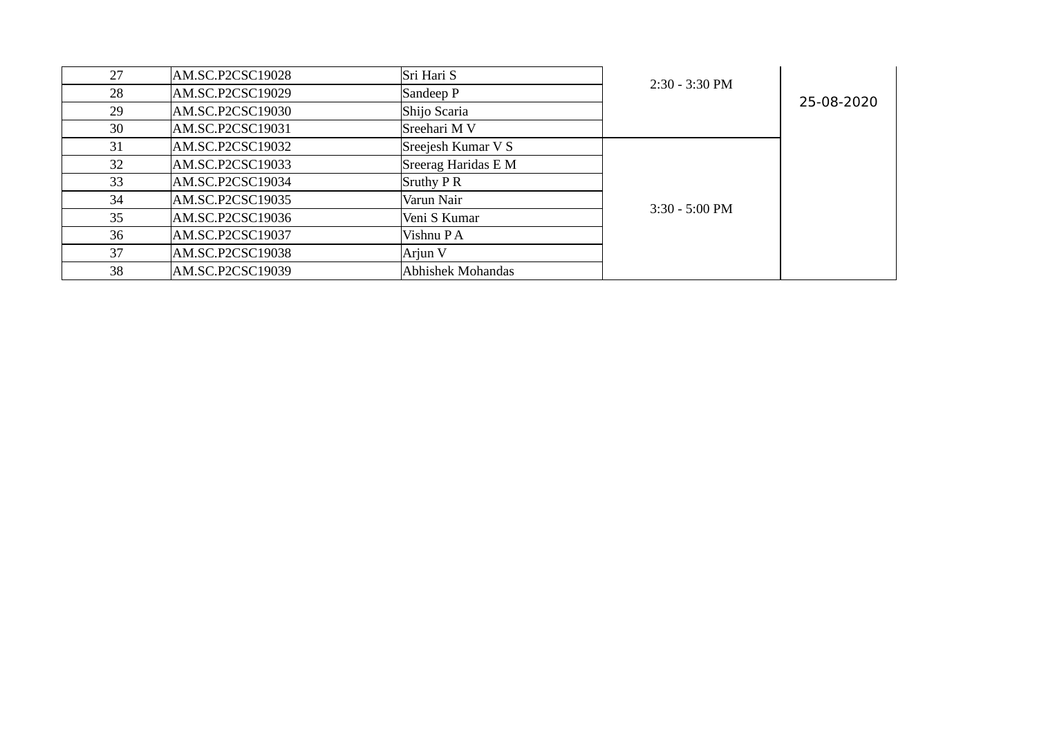| | | | | |
|---|---|---|---|---|
| 27 | AM.SC.P2CSC19028 | Sri Hari S | 2:30 - 3:30 PM | 25-08-2020 |
| 28 | AM.SC.P2CSC19029 | Sandeep P | | |
| 29 | AM.SC.P2CSC19030 | Shijo Scaria | | |
| 30 | AM.SC.P2CSC19031 | Sreehari M V | | |
| 31 | AM.SC.P2CSC19032 | Sreejesh Kumar V S | 3:30 - 5:00 PM | |
| 32 | AM.SC.P2CSC19033 | Sreerag Haridas E M | | |
| 33 | AM.SC.P2CSC19034 | Sruthy P R | | |
| 34 | AM.SC.P2CSC19035 | Varun Nair | | |
| 35 | AM.SC.P2CSC19036 | Veni S Kumar | | |
| 36 | AM.SC.P2CSC19037 | Vishnu P A | | |
| 37 | AM.SC.P2CSC19038 | Arjun V | | |
| 38 | AM.SC.P2CSC19039 | Abhishek Mohandas | | |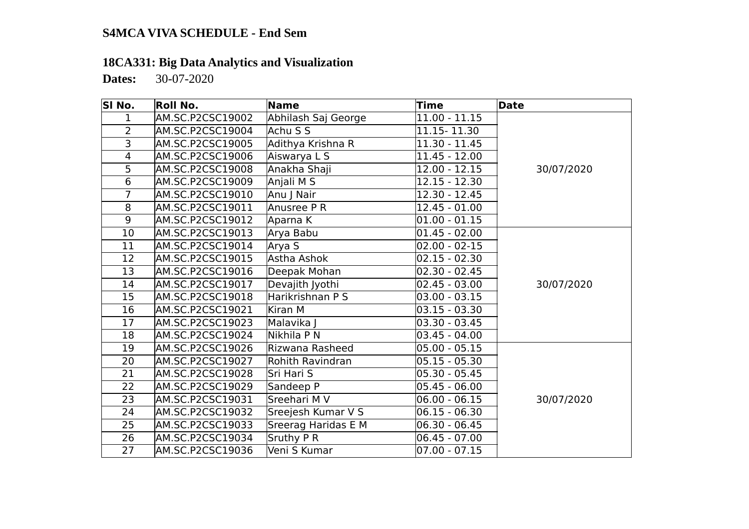**S4MCA VIVA SCHEDULE - End Sem**

**18CA331: Big Data Analytics and Visualization**

**Dates:** 30-07-2020

| Sl No. | Roll No. | Name | Time | Date |
|---|---|---|---|---|
| 1 | AM.SC.P2CSC19002 | Abhilash Saj George | 11.00 - 11.15 | 30/07/2020 |
| 2 | AM.SC.P2CSC19004 | Achu S S | 11.15- 11.30 | |
| 3 | AM.SC.P2CSC19005 | Adithya Krishna R | 11.30 - 11.45 | |
| 4 | AM.SC.P2CSC19006 | Aiswarya L S | 11.45 - 12.00 | |
| 5 | AM.SC.P2CSC19008 | Anakha Shaji | 12.00 - 12.15 | |
| 6 | AM.SC.P2CSC19009 | Anjali M S | 12.15 - 12.30 | |
| 7 | AM.SC.P2CSC19010 | Anu J Nair | 12.30 - 12.45 | |
| 8 | AM.SC.P2CSC19011 | Anusree P R | 12.45 - 01.00 | |
| 9 | AM.SC.P2CSC19012 | Aparna K | 01.00 - 01.15 | |
| 10 | AM.SC.P2CSC19013 | Arya Babu | 01.45 - 02.00 | 30/07/2020 |
| 11 | AM.SC.P2CSC19014 | Arya S | 02.00 - 02-15 | |
| 12 | AM.SC.P2CSC19015 | Astha Ashok | 02.15 - 02.30 | |
| 13 | AM.SC.P2CSC19016 | Deepak Mohan | 02.30 - 02.45 | |
| 14 | AM.SC.P2CSC19017 | Devajith Jyothi | 02.45 - 03.00 | |
| 15 | AM.SC.P2CSC19018 | Harikrishnan P S | 03.00 - 03.15 | |
| 16 | AM.SC.P2CSC19021 | Kiran M | 03.15 - 03.30 | |
| 17 | AM.SC.P2CSC19023 | Malavika J | 03.30 - 03.45 | |
| 18 | AM.SC.P2CSC19024 | Nikhila P N | 03.45 - 04.00 | |
| 19 | AM.SC.P2CSC19026 | Rizwana Rasheed | 05.00 - 05.15 | 30/07/2020 |
| 20 | AM.SC.P2CSC19027 | Rohith Ravindran | 05.15 - 05.30 | |
| 21 | AM.SC.P2CSC19028 | Sri Hari S | 05.30 - 05.45 | |
| 22 | AM.SC.P2CSC19029 | Sandeep P | 05.45 - 06.00 | |
| 23 | AM.SC.P2CSC19031 | Sreehari M V | 06.00 - 06.15 | |
| 24 | AM.SC.P2CSC19032 | Sreejesh Kumar V S | 06.15 - 06.30 | |
| 25 | AM.SC.P2CSC19033 | Sreerag Haridas E M | 06.30 - 06.45 | |
| 26 | AM.SC.P2CSC19034 | Sruthy P R | 06.45 - 07.00 | |
| 27 | AM.SC.P2CSC19036 | Veni S Kumar | 07.00 - 07.15 | |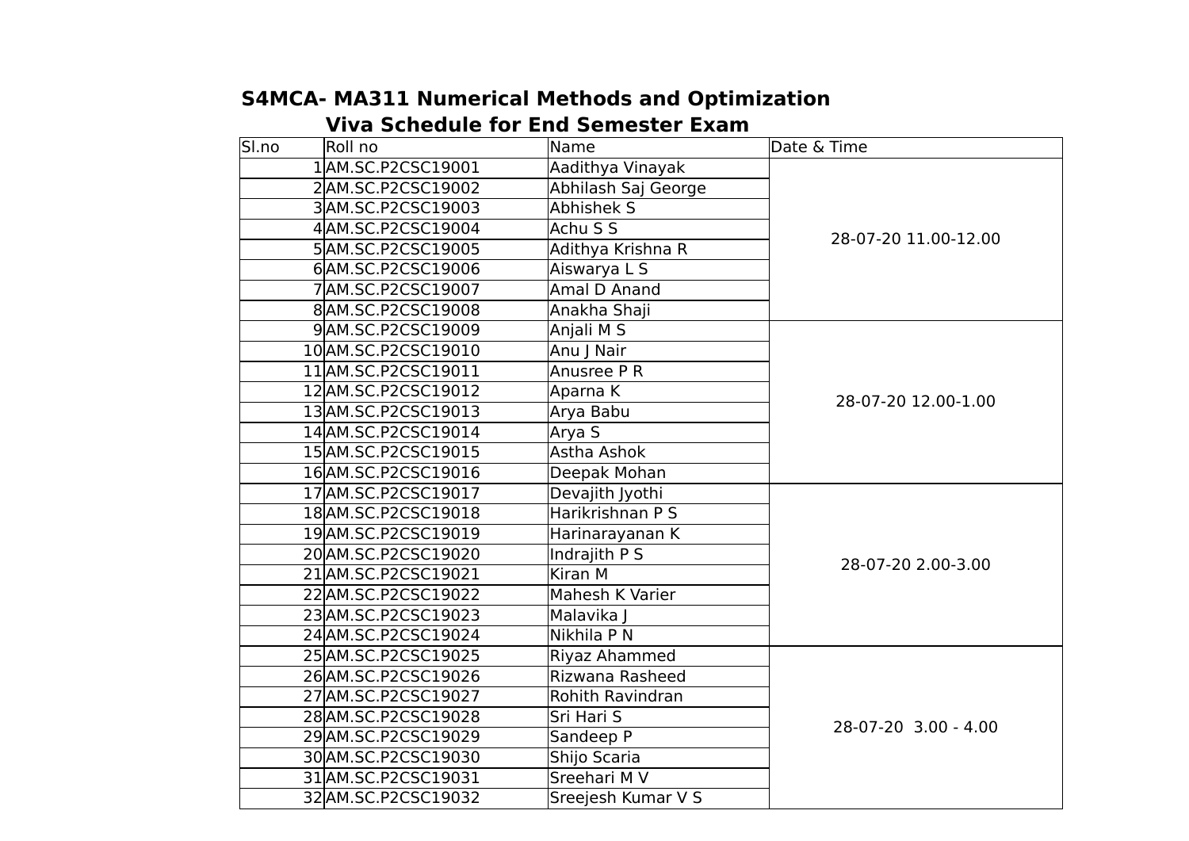## S4MCA- MA311 Numerical Methods and Optimization

### Viva Schedule for End Semester Exam

| Sl.no | Roll no | Name | Date & Time |
|---|---|---|---|
| 1 | AM.SC.P2CSC19001 | Aadithya Vinayak | 28-07-20 11.00-12.00 |
| 2 | AM.SC.P2CSC19002 | Abhilash Saj George | |
| 3 | AM.SC.P2CSC19003 | Abhishek S | |
| 4 | AM.SC.P2CSC19004 | Achu S S | |
| 5 | AM.SC.P2CSC19005 | Adithya Krishna R | |
| 6 | AM.SC.P2CSC19006 | Aiswarya L S | |
| 7 | AM.SC.P2CSC19007 | Amal D Anand | |
| 8 | AM.SC.P2CSC19008 | Anakha Shaji | |
| 9 | AM.SC.P2CSC19009 | Anjali M S | 28-07-20 12.00-1.00 |
| 10 | AM.SC.P2CSC19010 | Anu J Nair | |
| 11 | AM.SC.P2CSC19011 | Anusree P R | |
| 12 | AM.SC.P2CSC19012 | Aparna K | |
| 13 | AM.SC.P2CSC19013 | Arya Babu | |
| 14 | AM.SC.P2CSC19014 | Arya S | |
| 15 | AM.SC.P2CSC19015 | Astha Ashok | |
| 16 | AM.SC.P2CSC19016 | Deepak Mohan | |
| 17 | AM.SC.P2CSC19017 | Devajith Jyothi | 28-07-20 2.00-3.00 |
| 18 | AM.SC.P2CSC19018 | Harikrishnan P S | |
| 19 | AM.SC.P2CSC19019 | Harinarayanan K | |
| 20 | AM.SC.P2CSC19020 | Indrajith P S | |
| 21 | AM.SC.P2CSC19021 | Kiran M | |
| 22 | AM.SC.P2CSC19022 | Mahesh K Varier | |
| 23 | AM.SC.P2CSC19023 | Malavika J | |
| 24 | AM.SC.P2CSC19024 | Nikhila P N | |
| 25 | AM.SC.P2CSC19025 | Riyaz Ahammed | 28-07-20 3.00 - 4.00 |
| 26 | AM.SC.P2CSC19026 | Rizwana Rasheed | |
| 27 | AM.SC.P2CSC19027 | Rohith Ravindran | |
| 28 | AM.SC.P2CSC19028 | Sri Hari S | |
| 29 | AM.SC.P2CSC19029 | Sandeep P | |
| 30 | AM.SC.P2CSC19030 | Shijo Scaria | |
| 31 | AM.SC.P2CSC19031 | Sreehari M V | |
| 32 | AM.SC.P2CSC19032 | Sreejesh Kumar V S | |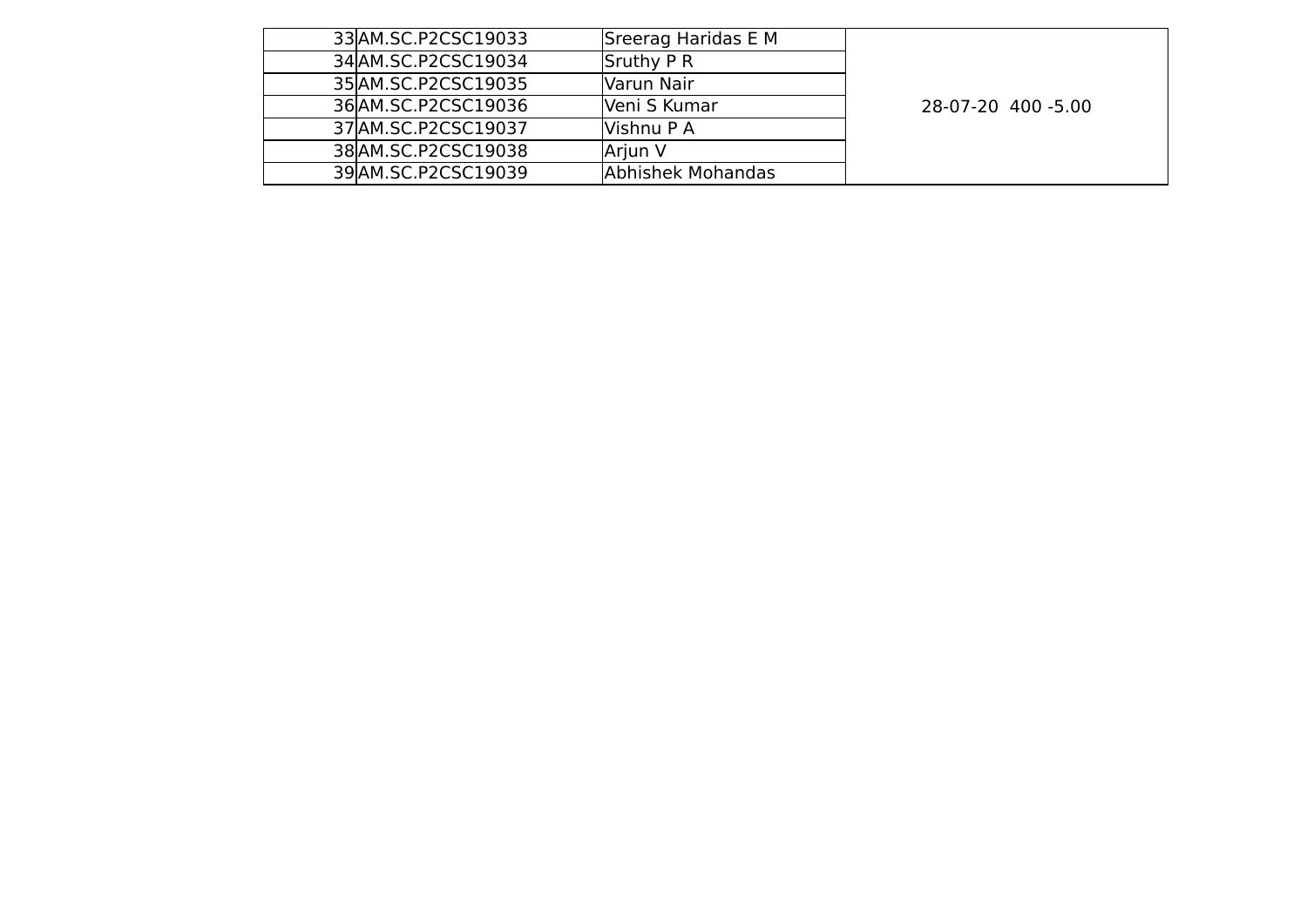| | | | |
|---|---|---|---|
| 33 | AM.SC.P2CSC19033 | Sreerag Haridas E M | 28-07-20 400 -5.00 |
| 34 | AM.SC.P2CSC19034 | Sruthy P R | |
| 35 | AM.SC.P2CSC19035 | Varun Nair | |
| 36 | AM.SC.P2CSC19036 | Veni S Kumar | |
| 37 | AM.SC.P2CSC19037 | Vishnu P A | |
| 38 | AM.SC.P2CSC19038 | Arjun V | |
| 39 | AM.SC.P2CSC19039 | Abhishek Mohandas | |